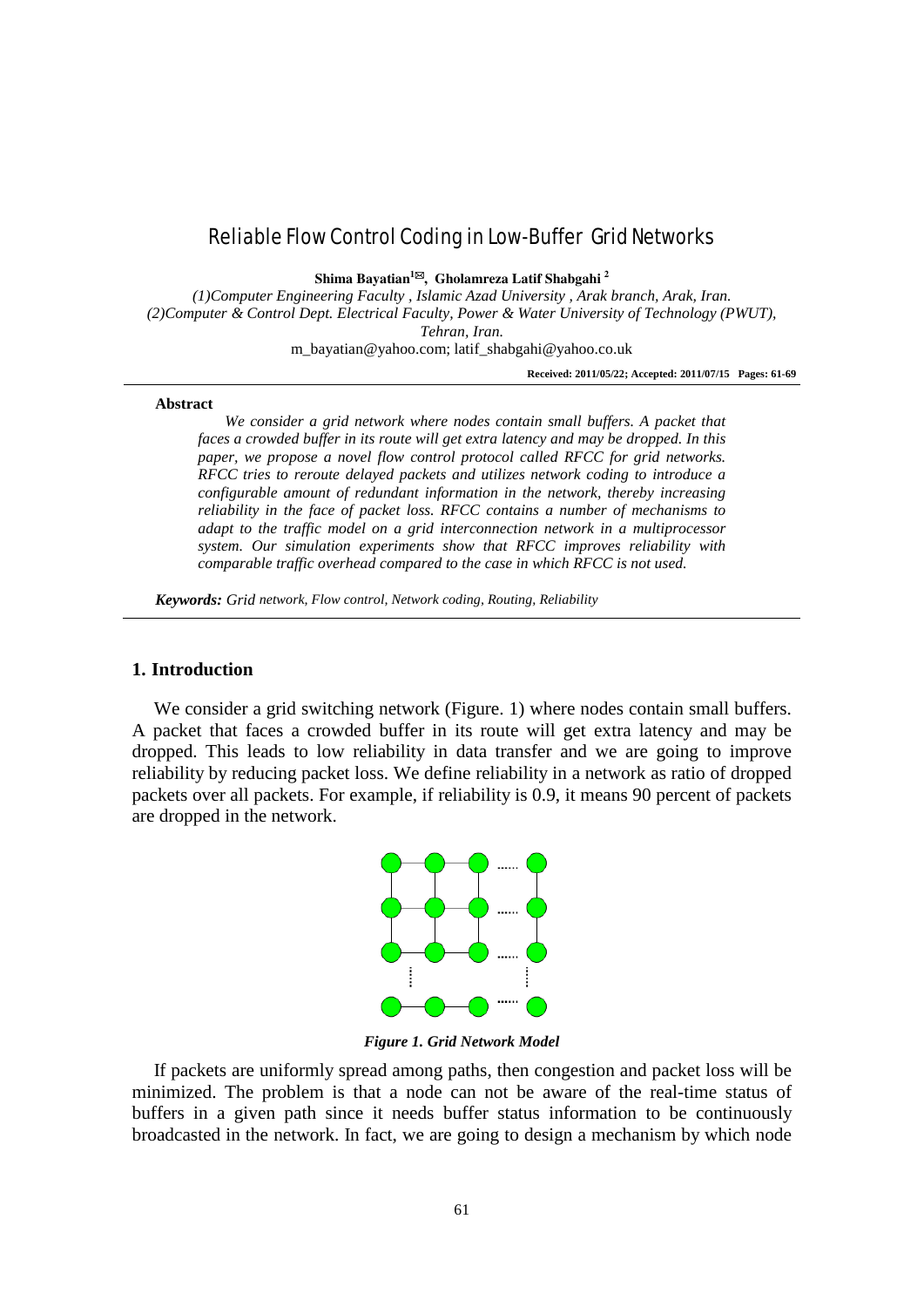# Reliable Flow Control Coding in Low-Buffer Grid Networks

**Shima Bayatian[1✉], Gholamreza Latif Shabgahi [2]**

*(1)Computer Engineering Faculty , Islamic Azad University , Arak branch, Arak, Iran.*
*(2)Computer & Control Dept. Electrical Faculty, Power & Water University of Technology (PWUT), Tehran, Iran.*
m_bayatian@yahoo.com; latif_shabgahi@yahoo.co.uk

**Received: 2011/05/22; Accepted: 2011/07/15 Pages: 61-69**

**Abstract**

*We consider a grid network where nodes contain small buffers. A packet that faces a crowded buffer in its route will get extra latency and may be dropped. In this paper, we propose a novel flow control protocol called RFCC for grid networks. RFCC tries to reroute delayed packets and utilizes network coding to introduce a configurable amount of redundant information in the network, thereby increasing reliability in the face of packet loss. RFCC contains a number of mechanisms to adapt to the traffic model on a grid interconnection network in a multiprocessor system. Our simulation experiments show that RFCC improves reliability with comparable traffic overhead compared to the case in which RFCC is not used.*

***Keywords:*** *Grid network, Flow control, Network coding, Routing, Reliability*

## 1. Introduction

We consider a grid switching network (Figure. 1) where nodes contain small buffers. A packet that faces a crowded buffer in its route will get extra latency and may be dropped. This leads to low reliability in data transfer and we are going to improve reliability by reducing packet loss. We define reliability in a network as ratio of dropped packets over all packets. For example, if reliability is 0.9, it means 90 percent of packets are dropped in the network.

***Figure 1. Grid Network Model***

If packets are uniformly spread among paths, then congestion and packet loss will be minimized. The problem is that a node can not be aware of the real-time status of buffers in a given path since it needs buffer status information to be continuously broadcasted in the network. In fact, we are going to design a mechanism by which node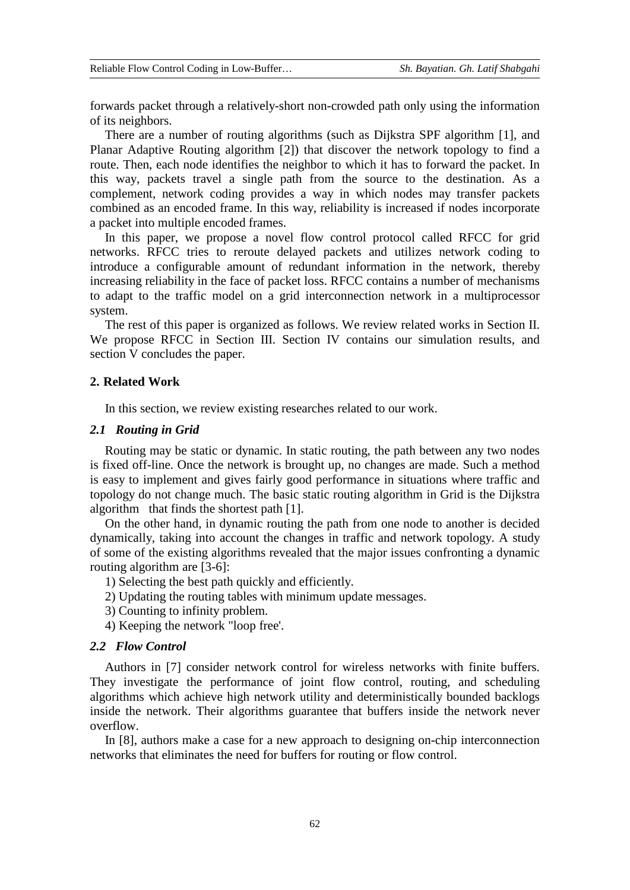forwards packet through a relatively-short non-crowded path only using the information of its neighbors.

There are a number of routing algorithms (such as Dijkstra SPF algorithm [1], and Planar Adaptive Routing algorithm [2]) that discover the network topology to find a route. Then, each node identifies the neighbor to which it has to forward the packet. In this way, packets travel a single path from the source to the destination. As a complement, network coding provides a way in which nodes may transfer packets combined as an encoded frame. In this way, reliability is increased if nodes incorporate a packet into multiple encoded frames.

In this paper, we propose a novel flow control protocol called RFCC for grid networks. RFCC tries to reroute delayed packets and utilizes network coding to introduce a configurable amount of redundant information in the network, thereby increasing reliability in the face of packet loss. RFCC contains a number of mechanisms to adapt to the traffic model on a grid interconnection network in a multiprocessor system.

The rest of this paper is organized as follows. We review related works in Section II. We propose RFCC in Section III. Section IV contains our simulation results, and section V concludes the paper.

## 2. Related Work

In this section, we review existing researches related to our work.

### *2.1 Routing in Grid*

Routing may be static or dynamic. In static routing, the path between any two nodes is fixed off-line. Once the network is brought up, no changes are made. Such a method is easy to implement and gives fairly good performance in situations where traffic and topology do not change much. The basic static routing algorithm in Grid is the Dijkstra algorithm that finds the shortest path [1].

On the other hand, in dynamic routing the path from one node to another is decided dynamically, taking into account the changes in traffic and network topology. A study of some of the existing algorithms revealed that the major issues confronting a dynamic routing algorithm are [3-6]:

1) Selecting the best path quickly and efficiently.
2) Updating the routing tables with minimum update messages.
3) Counting to infinity problem.
4) Keeping the network "loop free'.

### *2.2 Flow Control*

Authors in [7] consider network control for wireless networks with finite buffers. They investigate the performance of joint flow control, routing, and scheduling algorithms which achieve high network utility and deterministically bounded backlogs inside the network. Their algorithms guarantee that buffers inside the network never overflow.

In [8], authors make a case for a new approach to designing on-chip interconnection networks that eliminates the need for buffers for routing or flow control.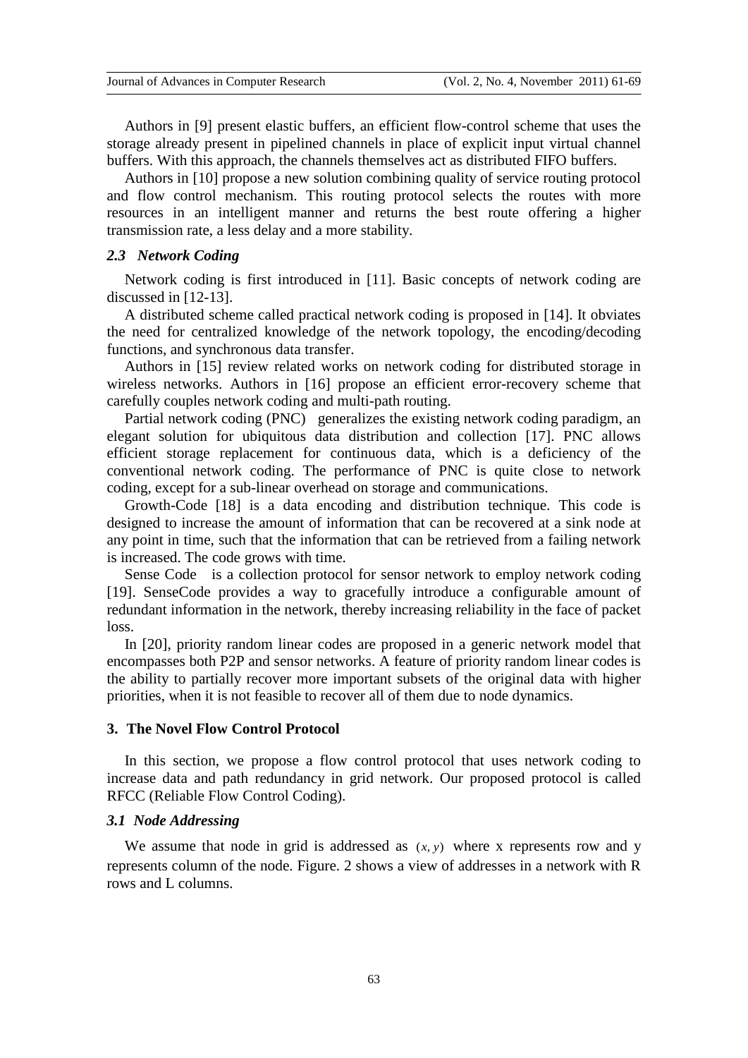Authors in [9] present elastic buffers, an efficient flow-control scheme that uses the storage already present in pipelined channels in place of explicit input virtual channel buffers. With this approach, the channels themselves act as distributed FIFO buffers.

Authors in [10] propose a new solution combining quality of service routing protocol and flow control mechanism. This routing protocol selects the routes with more resources in an intelligent manner and returns the best route offering a higher transmission rate, a less delay and a more stability.

### *2.3 Network Coding*

Network coding is first introduced in [11]. Basic concepts of network coding are discussed in [12-13].

A distributed scheme called practical network coding is proposed in [14]. It obviates the need for centralized knowledge of the network topology, the encoding/decoding functions, and synchronous data transfer.

Authors in [15] review related works on network coding for distributed storage in wireless networks. Authors in [16] propose an efficient error-recovery scheme that carefully couples network coding and multi-path routing.

Partial network coding (PNC) generalizes the existing network coding paradigm, an elegant solution for ubiquitous data distribution and collection [17]. PNC allows efficient storage replacement for continuous data, which is a deficiency of the conventional network coding. The performance of PNC is quite close to network coding, except for a sub-linear overhead on storage and communications.

Growth-Code [18] is a data encoding and distribution technique. This code is designed to increase the amount of information that can be recovered at a sink node at any point in time, such that the information that can be retrieved from a failing network is increased. The code grows with time.

Sense Code is a collection protocol for sensor network to employ network coding [19]. SenseCode provides a way to gracefully introduce a configurable amount of redundant information in the network, thereby increasing reliability in the face of packet loss.

In [20], priority random linear codes are proposed in a generic network model that encompasses both P2P and sensor networks. A feature of priority random linear codes is the ability to partially recover more important subsets of the original data with higher priorities, when it is not feasible to recover all of them due to node dynamics.

## 3. The Novel Flow Control Protocol

In this section, we propose a flow control protocol that uses network coding to increase data and path redundancy in grid network. Our proposed protocol is called RFCC (Reliable Flow Control Coding).

### *3.1 Node Addressing*

We assume that node in grid is addressed as $(x, y)$ where x represents row and y represents column of the node. Figure. 2 shows a view of addresses in a network with R rows and L columns.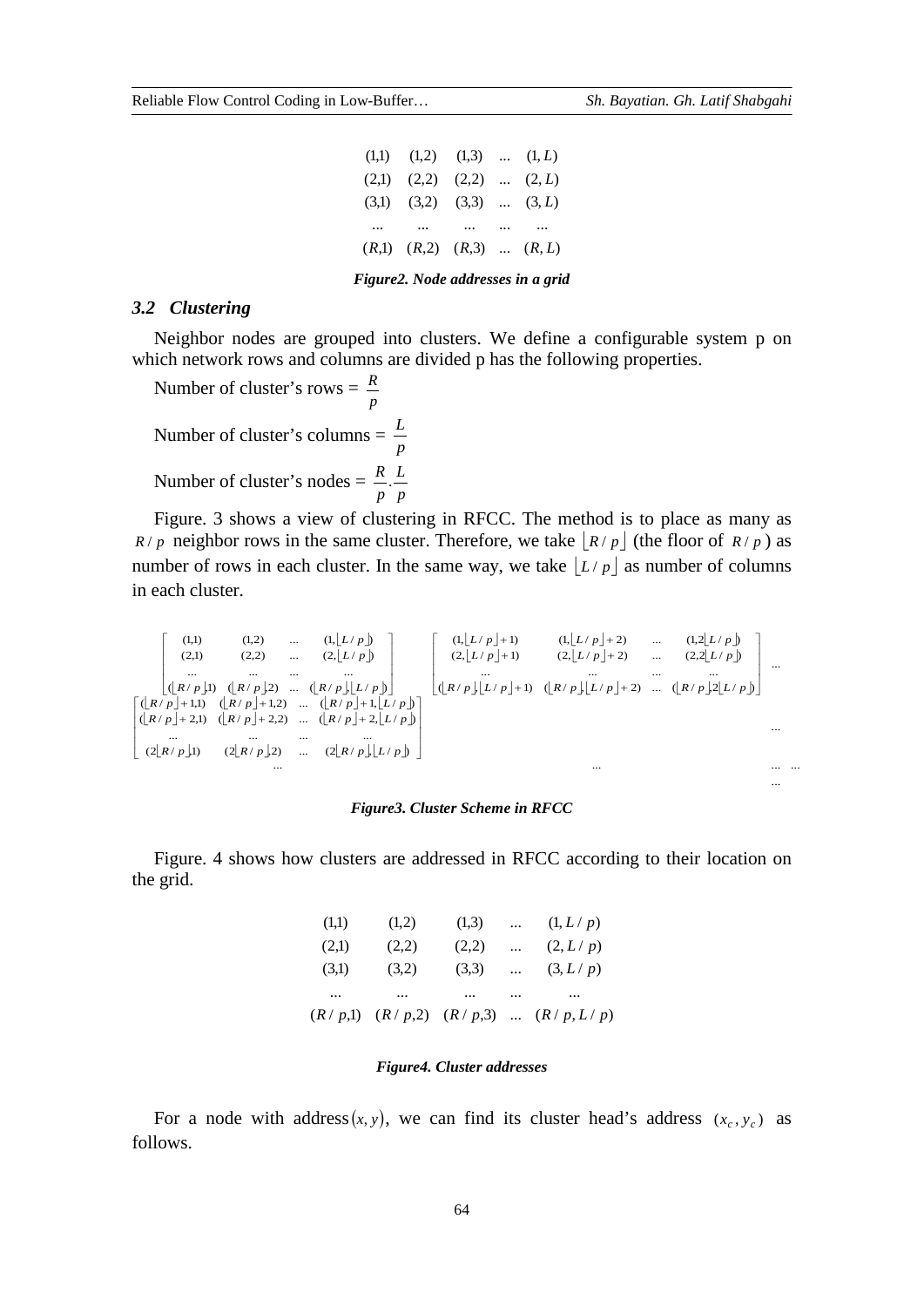$$
\begin{matrix}
(1,1) & (1,2) & (1,3) & \dots & (1,L) \\
(2,1) & (2,2) & (2,2) & \dots & (2,L) \\
(3,1) & (3,2) & (3,3) & \dots & (3,L) \\
\dots & \dots & \dots & \dots & \dots \\
(R,1) & (R,2) & (R,3) & \dots & (R,L)
\end{matrix}
$$

***Figure2. Node addresses in a grid***

### *3.2 Clustering*

Neighbor nodes are grouped into clusters. We define a configurable system p on which network rows and columns are divided p has the following properties.

Number of cluster's rows = $\frac{R}{p}$

Number of cluster's columns = $\frac{L}{p}$

Number of cluster's nodes = $\frac{R}{p}.\frac{L}{p}$

Figure. 3 shows a view of clustering in RFCC. The method is to place as many as $R/p$ neighbor rows in the same cluster. Therefore, we take $\lfloor R/p \rfloor$ (the floor of $R/p$) as number of rows in each cluster. In the same way, we take $\lfloor L/p \rfloor$ as number of columns in each cluster.

$$
\begin{matrix}
\begin{bmatrix}
(1,1) & (1,2) & \dots & (1,\lfloor L/p \rfloor) \\
(2,1) & (2,2) & \dots & (2,\lfloor L/p \rfloor) \\
\dots & \dots & \dots & \dots \\
(\lfloor R/p \rfloor,1) & (\lfloor R/p \rfloor,2) & \dots & (\lfloor R/p \rfloor,\lfloor L/p \rfloor)
\end{bmatrix}
&
\begin{bmatrix}
(1,\lfloor L/p \rfloor+1) & (1,\lfloor L/p \rfloor+2) & \dots & (1,2\lfloor L/p \rfloor) \\
(2,\lfloor L/p \rfloor+1) & (2,\lfloor L/p \rfloor+2) & \dots & (2,2\lfloor L/p \rfloor) \\
\dots & \dots & \dots & \dots \\
(\lfloor R/p \rfloor,\lfloor L/p \rfloor+1) & (\lfloor R/p \rfloor,\lfloor L/p \rfloor+2) & \dots & (\lfloor R/p \rfloor,2\lfloor L/p \rfloor)
\end{bmatrix}
& \dots \\
\begin{bmatrix}
(\lfloor R/p \rfloor+1,1) & (\lfloor R/p \rfloor+1,2) & \dots & (\lfloor R/p \rfloor+1,\lfloor L/p \rfloor) \\
(\lfloor R/p \rfloor+2,1) & (\lfloor R/p \rfloor+2,2) & \dots & (\lfloor R/p \rfloor+2,\lfloor L/p \rfloor) \\
\dots & \dots & \dots & \dots \\
(2\lfloor R/p \rfloor,1) & (2\lfloor R/p \rfloor,2) & \dots & (2\lfloor R/p \rfloor,\lfloor L/p \rfloor)
\end{bmatrix}
& & \dots \\
\dots & \dots & \dots \quad \dots \\
& & \dots
\end{matrix}
$$

***Figure3. Cluster Scheme in RFCC***

Figure. 4 shows how clusters are addressed in RFCC according to their location on the grid.

$$
\begin{matrix}
(1,1) & (1,2) & (1,3) & \dots & (1,L/p) \\
(2,1) & (2,2) & (2,2) & \dots & (2,L/p) \\
(3,1) & (3,2) & (3,3) & \dots & (3,L/p) \\
\dots & \dots & \dots & \dots & \dots \\
(R/p,1) & (R/p,2) & (R/p,3) & \dots & (R/p,L/p)
\end{matrix}
$$

***Figure4. Cluster addresses***

For a node with address $(x,y)$, we can find its cluster head's address $(x_c, y_c)$ as follows.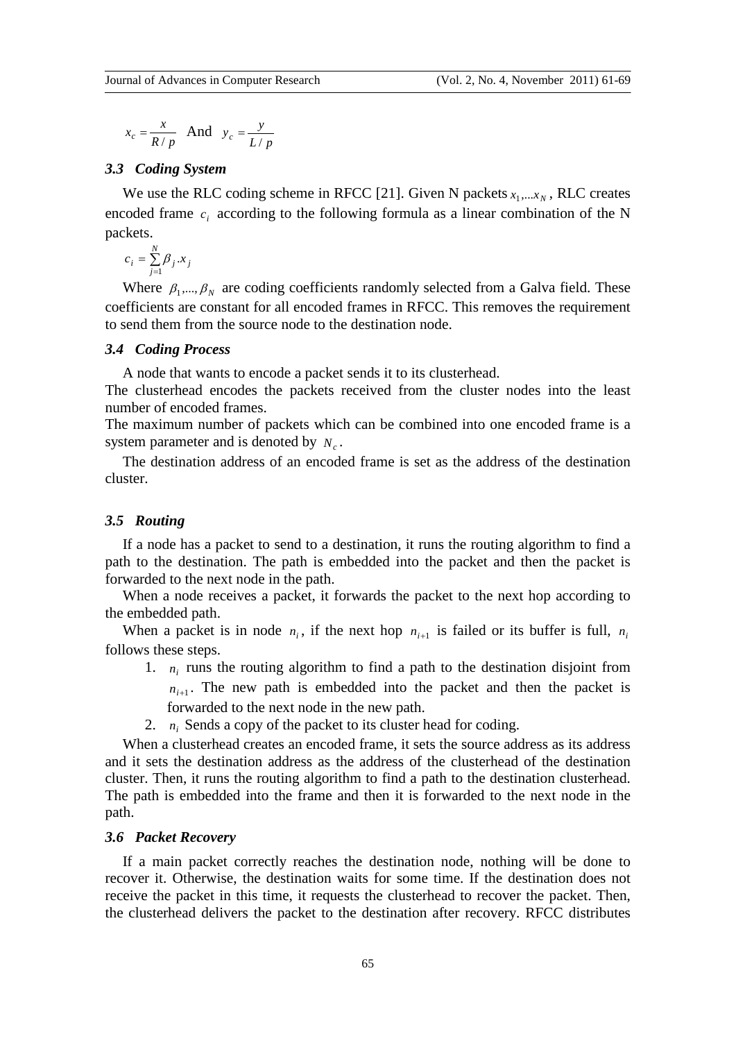$$x_c = \frac{x}{R/p} \quad \text{And} \quad y_c = \frac{y}{L/p}$$

### 3.3 Coding System

We use the RLC coding scheme in RFCC [21]. Given N packets $x_1,...x_N$, RLC creates encoded frame $c_i$ according to the following formula as a linear combination of the N packets.

$$c_i = \sum_{j=1}^{N} \beta_j . x_j$$

Where $\beta_1,...,\beta_N$ are coding coefficients randomly selected from a Galva field. These coefficients are constant for all encoded frames in RFCC. This removes the requirement to send them from the source node to the destination node.

### 3.4 Coding Process

A node that wants to encode a packet sends it to its clusterhead.

The clusterhead encodes the packets received from the cluster nodes into the least number of encoded frames.

The maximum number of packets which can be combined into one encoded frame is a system parameter and is denoted by $N_c$.

The destination address of an encoded frame is set as the address of the destination cluster.

### 3.5 Routing

If a node has a packet to send to a destination, it runs the routing algorithm to find a path to the destination. The path is embedded into the packet and then the packet is forwarded to the next node in the path.

When a node receives a packet, it forwards the packet to the next hop according to the embedded path.

When a packet is in node $n_i$, if the next hop $n_{i+1}$ is failed or its buffer is full, $n_i$ follows these steps.

1. $n_i$ runs the routing algorithm to find a path to the destination disjoint from $n_{i+1}$. The new path is embedded into the packet and then the packet is forwarded to the next node in the new path.
2. $n_i$ Sends a copy of the packet to its cluster head for coding.

When a clusterhead creates an encoded frame, it sets the source address as its address and it sets the destination address as the address of the clusterhead of the destination cluster. Then, it runs the routing algorithm to find a path to the destination clusterhead. The path is embedded into the frame and then it is forwarded to the next node in the path.

### 3.6 Packet Recovery

If a main packet correctly reaches the destination node, nothing will be done to recover it. Otherwise, the destination waits for some time. If the destination does not receive the packet in this time, it requests the clusterhead to recover the packet. Then, the clusterhead delivers the packet to the destination after recovery. RFCC distributes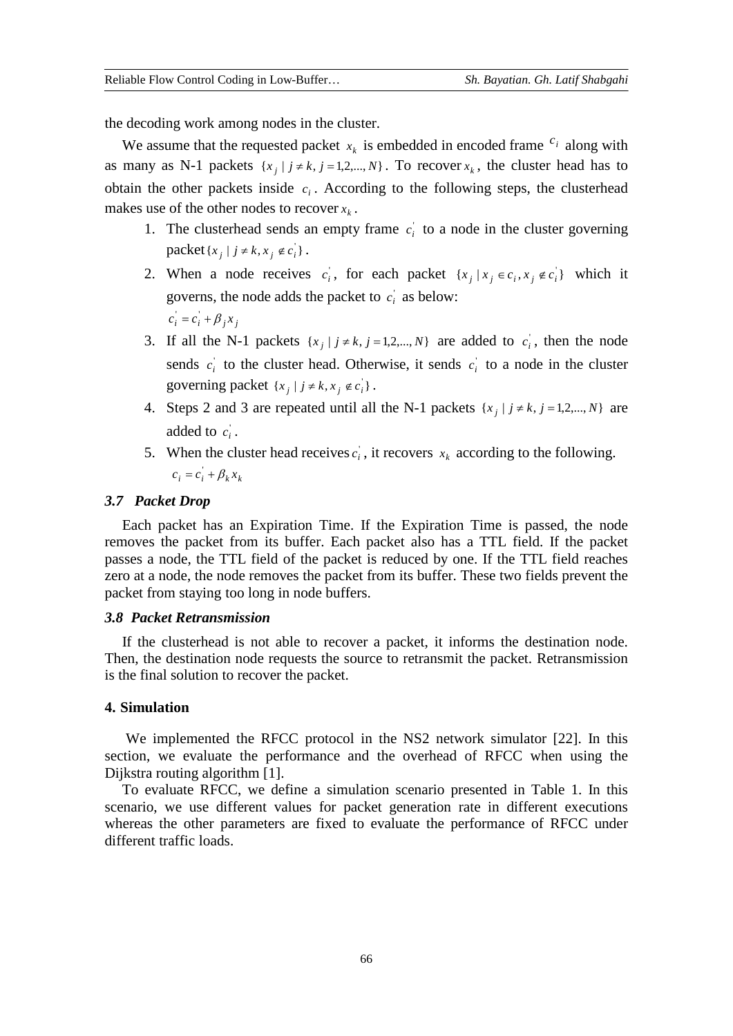the decoding work among nodes in the cluster.

We assume that the requested packet $x_k$ is embedded in encoded frame $c_i$ along with as many as N-1 packets $\{x_j \mid j \neq k, j = 1,2,..., N\}$. To recover $x_k$, the cluster head has to obtain the other packets inside $c_i$. According to the following steps, the clusterhead makes use of the other nodes to recover $x_k$.

1. The clusterhead sends an empty frame $c_i^{'}$ to a node in the cluster governing packet $\{x_j \mid j \neq k, x_j \notin c_i^{'}\}$.
2. When a node receives $c_i^{'}$, for each packet $\{x_j \mid x_j \in c_i, x_j \notin c_i^{'}\}$ which it governs, the node adds the packet to $c_i^{'}$ as below:
   $c_i^{'} = c_i^{'} + \beta_j x_j$
3. If all the N-1 packets $\{x_j \mid j \neq k, j = 1,2,..., N\}$ are added to $c_i^{'}$, then the node sends $c_i^{'}$ to the cluster head. Otherwise, it sends $c_i^{'}$ to a node in the cluster governing packet $\{x_j \mid j \neq k, x_j \notin c_i^{'}\}$.
4. Steps 2 and 3 are repeated until all the N-1 packets $\{x_j \mid j \neq k, j = 1,2,..., N\}$ are added to $c_i^{'}$.
5. When the cluster head receives $c_i^{'}$, it recovers $x_k$ according to the following.
   $c_i = c_i^{'} + \beta_k x_k$

### *3.7 Packet Drop*

Each packet has an Expiration Time. If the Expiration Time is passed, the node removes the packet from its buffer. Each packet also has a TTL field. If the packet passes a node, the TTL field of the packet is reduced by one. If the TTL field reaches zero at a node, the node removes the packet from its buffer. These two fields prevent the packet from staying too long in node buffers.

### *3.8 Packet Retransmission*

If the clusterhead is not able to recover a packet, it informs the destination node. Then, the destination node requests the source to retransmit the packet. Retransmission is the final solution to recover the packet.

## 4. Simulation

We implemented the RFCC protocol in the NS2 network simulator [22]. In this section, we evaluate the performance and the overhead of RFCC when using the Dijkstra routing algorithm [1].

To evaluate RFCC, we define a simulation scenario presented in Table 1. In this scenario, we use different values for packet generation rate in different executions whereas the other parameters are fixed to evaluate the performance of RFCC under different traffic loads.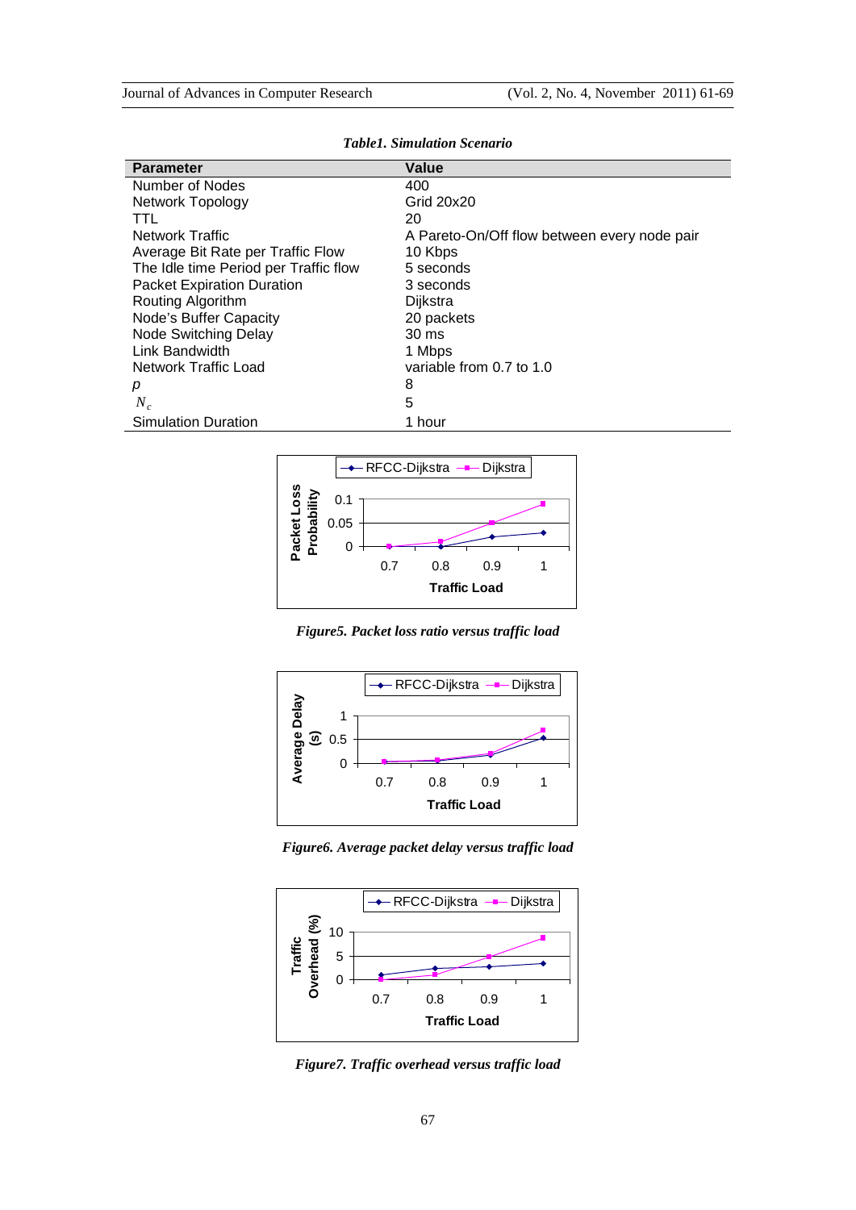***Table1. Simulation Scenario***

| Parameter | Value |
|---|---|
| Number of Nodes | 400 |
| Network Topology | Grid 20x20 |
| TTL | 20 |
| Network Traffic | A Pareto-On/Off flow between every node pair |
| Average Bit Rate per Traffic Flow | 10 Kbps |
| The Idle time Period per Traffic flow | 5 seconds |
| Packet Expiration Duration | 3 seconds |
| Routing Algorithm | Dijkstra |
| Node's Buffer Capacity | 20 packets |
| Node Switching Delay | 30 ms |
| Link Bandwidth | 1 Mbps |
| Network Traffic Load | variable from 0.7 to 1.0 |
| $p$ | 8 |
| $N_c$ | 5 |
| Simulation Duration | 1 hour |

***Figure5. Packet loss ratio versus traffic load***

***Figure6. Average packet delay versus traffic load***

***Figure7. Traffic overhead versus traffic load***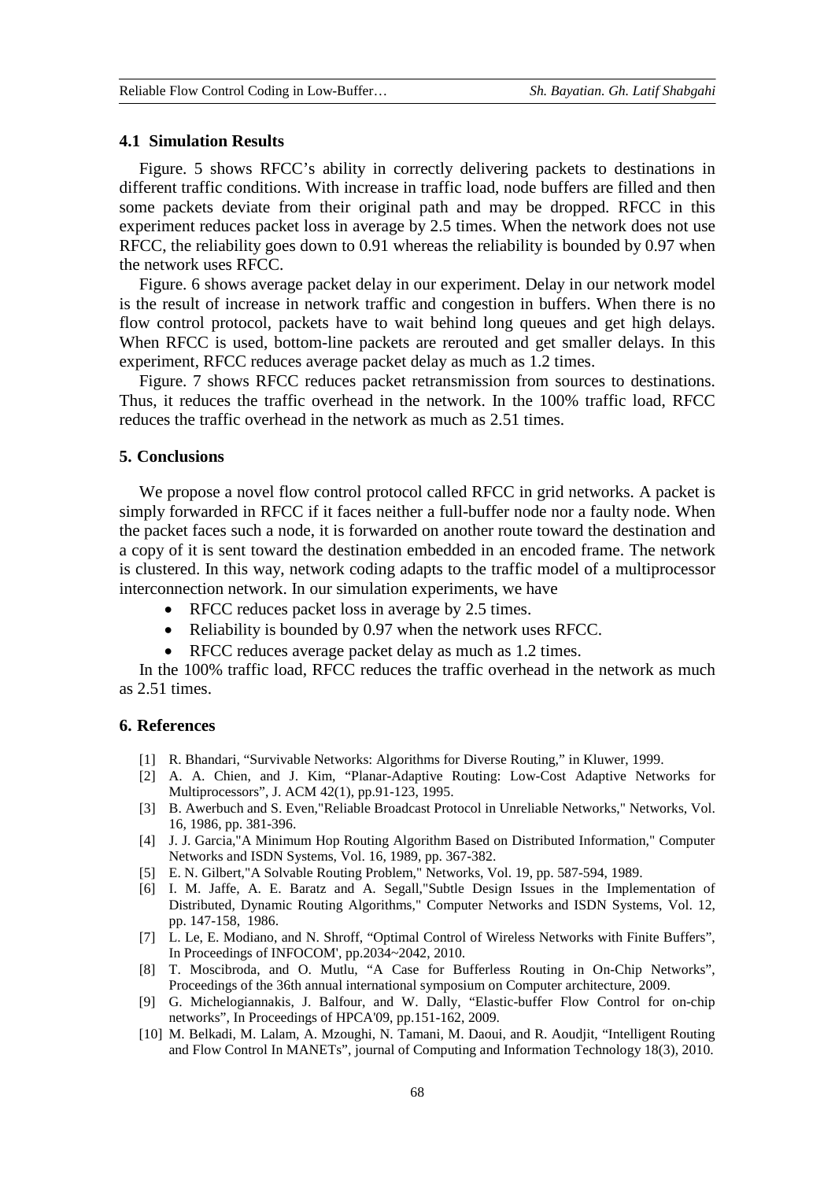### 4.1 Simulation Results

Figure. 5 shows RFCC's ability in correctly delivering packets to destinations in different traffic conditions. With increase in traffic load, node buffers are filled and then some packets deviate from their original path and may be dropped. RFCC in this experiment reduces packet loss in average by 2.5 times. When the network does not use RFCC, the reliability goes down to 0.91 whereas the reliability is bounded by 0.97 when the network uses RFCC.

Figure. 6 shows average packet delay in our experiment. Delay in our network model is the result of increase in network traffic and congestion in buffers. When there is no flow control protocol, packets have to wait behind long queues and get high delays. When RFCC is used, bottom-line packets are rerouted and get smaller delays. In this experiment, RFCC reduces average packet delay as much as 1.2 times.

Figure. 7 shows RFCC reduces packet retransmission from sources to destinations. Thus, it reduces the traffic overhead in the network. In the 100% traffic load, RFCC reduces the traffic overhead in the network as much as 2.51 times.

## 5. Conclusions

We propose a novel flow control protocol called RFCC in grid networks. A packet is simply forwarded in RFCC if it faces neither a full-buffer node nor a faulty node. When the packet faces such a node, it is forwarded on another route toward the destination and a copy of it is sent toward the destination embedded in an encoded frame. The network is clustered. In this way, network coding adapts to the traffic model of a multiprocessor interconnection network. In our simulation experiments, we have

- RFCC reduces packet loss in average by 2.5 times.
- Reliability is bounded by 0.97 when the network uses RFCC.
- RFCC reduces average packet delay as much as 1.2 times.

In the 100% traffic load, RFCC reduces the traffic overhead in the network as much as 2.51 times.

## 6. References

[1] R. Bhandari, "Survivable Networks: Algorithms for Diverse Routing," in Kluwer, 1999.

[2] A. A. Chien, and J. Kim, "Planar-Adaptive Routing: Low-Cost Adaptive Networks for Multiprocessors", J. ACM 42(1), pp.91-123, 1995.

[3] B. Awerbuch and S. Even,"Reliable Broadcast Protocol in Unreliable Networks," Networks, Vol. 16, 1986, pp. 381-396.

[4] J. J. Garcia,"A Minimum Hop Routing Algorithm Based on Distributed Information," Computer Networks and ISDN Systems, Vol. 16, 1989, pp. 367-382.

[5] E. N. Gilbert,"A Solvable Routing Problem," Networks, Vol. 19, pp. 587-594, 1989.

[6] I. M. Jaffe, A. E. Baratz and A. Segall,"Subtle Design Issues in the Implementation of Distributed, Dynamic Routing Algorithms," Computer Networks and ISDN Systems, Vol. 12, pp. 147-158, 1986.

[7] L. Le, E. Modiano, and N. Shroff, "Optimal Control of Wireless Networks with Finite Buffers", In Proceedings of INFOCOM', pp.2034~2042, 2010.

[8] T. Moscibroda, and O. Mutlu, "A Case for Bufferless Routing in On-Chip Networks", Proceedings of the 36th annual international symposium on Computer architecture, 2009.

[9] G. Michelogiannakis, J. Balfour, and W. Dally, "Elastic-buffer Flow Control for on-chip networks", In Proceedings of HPCA'09, pp.151-162, 2009.

[10] M. Belkadi, M. Lalam, A. Mzoughi, N. Tamani, M. Daoui, and R. Aoudjit, "Intelligent Routing and Flow Control In MANETs", journal of Computing and Information Technology 18(3), 2010.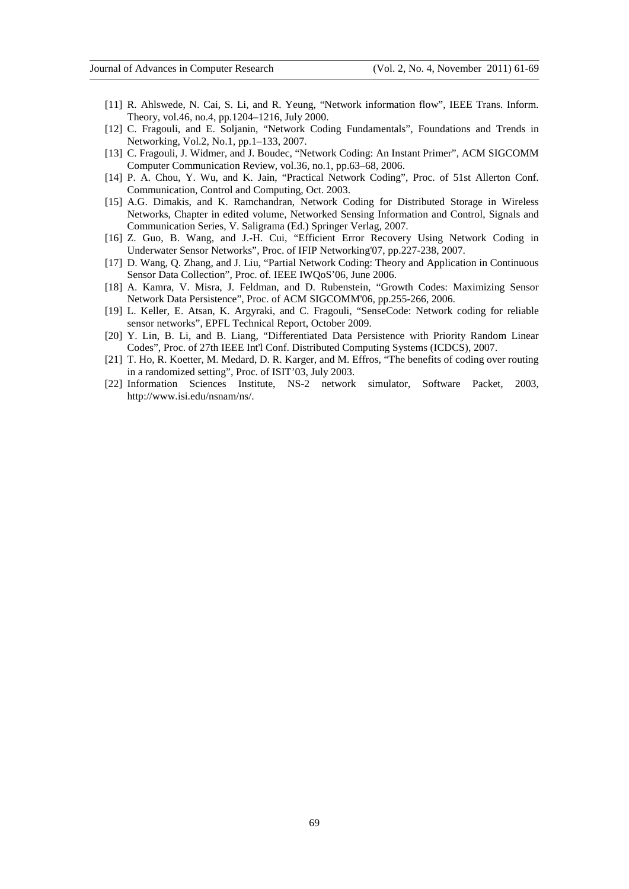[11] R. Ahlswede, N. Cai, S. Li, and R. Yeung, "Network information flow", IEEE Trans. Inform. Theory, vol.46, no.4, pp.1204–1216, July 2000.

[12] C. Fragouli, and E. Soljanin, "Network Coding Fundamentals", Foundations and Trends in Networking, Vol.2, No.1, pp.1–133, 2007.

[13] C. Fragouli, J. Widmer, and J. Boudec, "Network Coding: An Instant Primer", ACM SIGCOMM Computer Communication Review, vol.36, no.1, pp.63–68, 2006.

[14] P. A. Chou, Y. Wu, and K. Jain, "Practical Network Coding", Proc. of 51st Allerton Conf. Communication, Control and Computing, Oct. 2003.

[15] A.G. Dimakis, and K. Ramchandran, Network Coding for Distributed Storage in Wireless Networks, Chapter in edited volume, Networked Sensing Information and Control, Signals and Communication Series, V. Saligrama (Ed.) Springer Verlag, 2007.

[16] Z. Guo, B. Wang, and J.-H. Cui, "Efficient Error Recovery Using Network Coding in Underwater Sensor Networks", Proc. of IFIP Networking'07, pp.227-238, 2007.

[17] D. Wang, Q. Zhang, and J. Liu, "Partial Network Coding: Theory and Application in Continuous Sensor Data Collection", Proc. of. IEEE IWQoS'06, June 2006.

[18] A. Kamra, V. Misra, J. Feldman, and D. Rubenstein, "Growth Codes: Maximizing Sensor Network Data Persistence", Proc. of ACM SIGCOMM'06, pp.255-266, 2006.

[19] L. Keller, E. Atsan, K. Argyraki, and C. Fragouli, "SenseCode: Network coding for reliable sensor networks", EPFL Technical Report, October 2009.

[20] Y. Lin, B. Li, and B. Liang, "Differentiated Data Persistence with Priority Random Linear Codes", Proc. of 27th IEEE Int'l Conf. Distributed Computing Systems (ICDCS), 2007.

[21] T. Ho, R. Koetter, M. Medard, D. R. Karger, and M. Effros, "The benefits of coding over routing in a randomized setting", Proc. of ISIT'03, July 2003.

[22] Information Sciences Institute, NS-2 network simulator, Software Packet, 2003, http://www.isi.edu/nsnam/ns/.